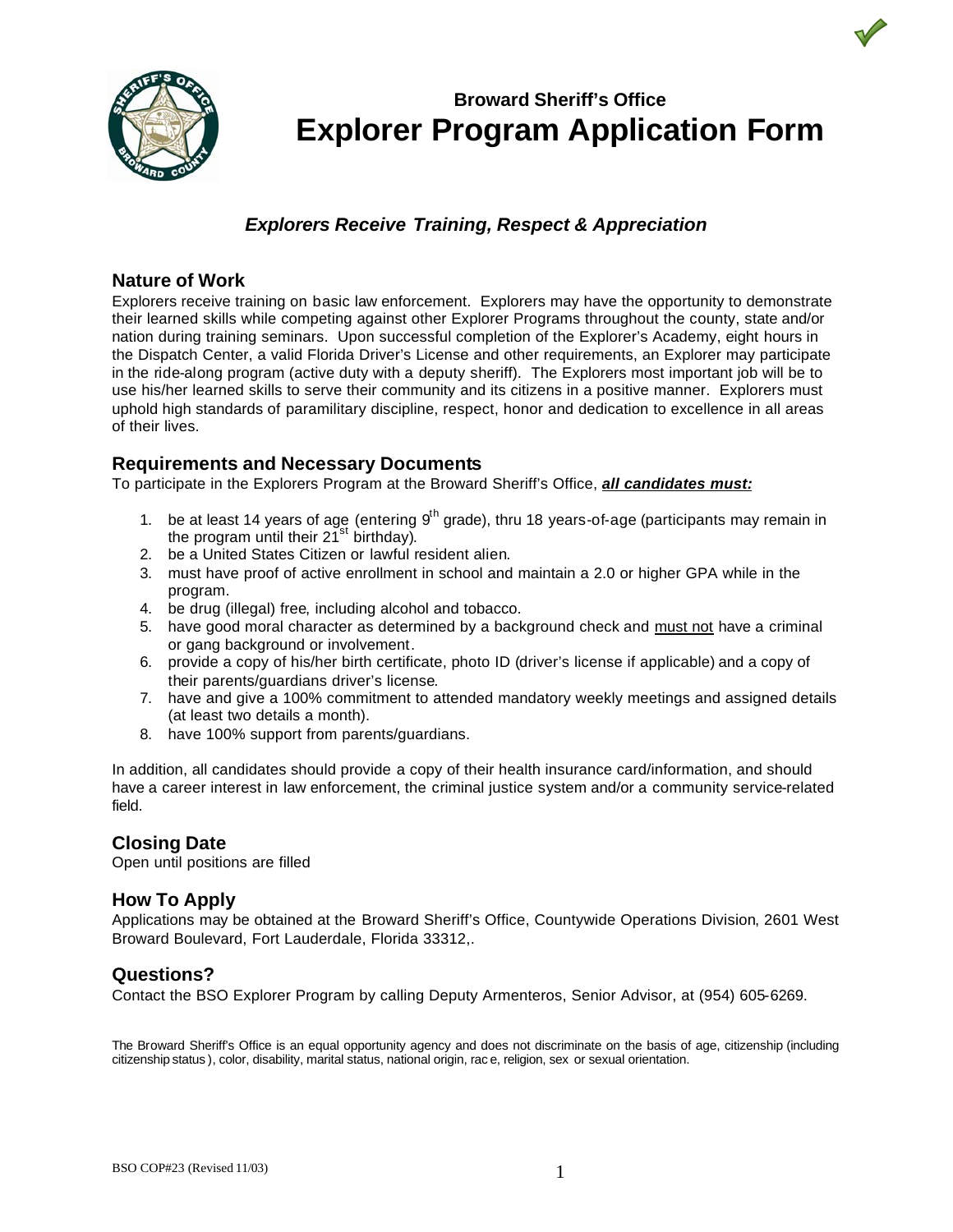## Broward Sheriff's Office

# Explorer Program Application Form

### *Explorers Receive Training, Respect & Appreciation*

## Nature of Work

Explorers receive training on basic law enforcement. Explorers may have the opportunity to demonstrate their learned skills while competing against other Explorer Programs throughout the county, state and/or nation during training seminars. Upon successful completion of the Explorer's Academy, eight hours in the Dispatch Center, a valid Florida Driver's License and other requirements, an Explorer may participate in the ride-along program (active duty with a deputy sheriff). The Explorers most important job will be to use his/her learned skills to serve their community and its citizens in a positive manner. Explorers must uphold high standards of paramilitary discipline, respect, honor and dedication to excellence in all areas of their lives.

## Requirements and Necessary Documents

To participate in the Explorers Program at the Broward Sheriff's Office, ***all candidates must:***

1. be at least 14 years of age (entering 9th grade), thru 18 years-of-age (participants may remain in the program until their 21st birthday).
2. be a United States Citizen or lawful resident alien.
3. must have proof of active enrollment in school and maintain a 2.0 or higher GPA while in the program.
4. be drug (illegal) free, including alcohol and tobacco.
5. have good moral character as determined by a background check and must not have a criminal or gang background or involvement.
6. provide a copy of his/her birth certificate, photo ID (driver's license if applicable) and a copy of their parents/guardians driver's license.
7. have and give a 100% commitment to attended mandatory weekly meetings and assigned details (at least two details a month).
8. have 100% support from parents/guardians.

In addition, all candidates should provide a copy of their health insurance card/information, and should have a career interest in law enforcement, the criminal justice system and/or a community service-related field.

## Closing Date

Open until positions are filled

## How To Apply

Applications may be obtained at the Broward Sheriff's Office, Countywide Operations Division, 2601 West Broward Boulevard, Fort Lauderdale, Florida 33312,.

## Questions?

Contact the BSO Explorer Program by calling Deputy Armenteros, Senior Advisor, at (954) 605-6269.

The Broward Sheriff's Office is an equal opportunity agency and does not discriminate on the basis of age, citizenship (including citizenship status), color, disability, marital status, national origin, race, religion, sex or sexual orientation.

BSO COP#23 (Revised 11/03)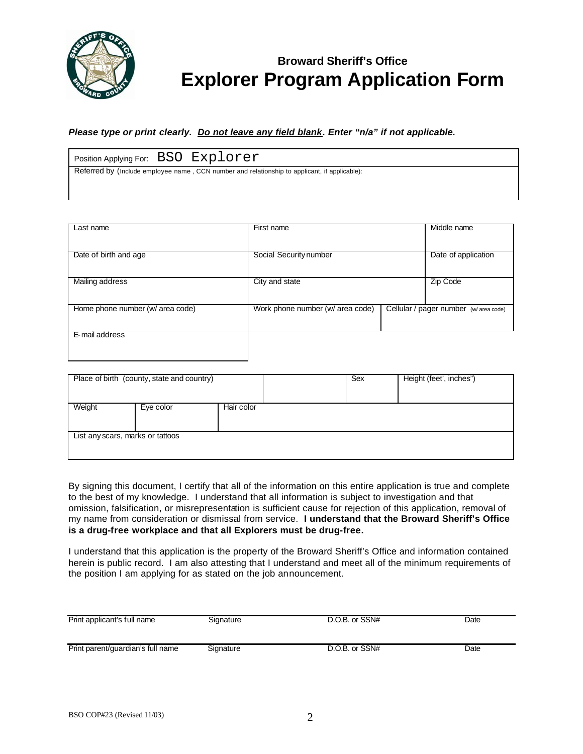## Broward Sheriff's Office

# Explorer Program Application Form

***Please type or print clearly. <u>Do not leave any field blank</u>. Enter "n/a" if not applicable.***

| Position Applying For: BSO Explorer |
|---|
| Referred by (Include employee name , CCN number and relationship to applicant, if applicable): |

| Last name | First name | | Middle name |
|---|---|---|---|
| Date of birth and age | Social Security number | | Date of application |
| Mailing address | City and state | | Zip Code |
| Home phone number (w/ area code) | Work phone number (w/ area code) | Cellular / pager number (w/ area code) | |
| E-mail address | | | |

| Place of birth (county, state and country) | | | | Sex | Height (feet', inches") |
|---|---|---|---|---|---|
| Weight | Eye color | Hair color | | | |
| List any scars, marks or tattoos | | | | | |

By signing this document, I certify that all of the information on this entire application is true and complete to the best of my knowledge. I understand that all information is subject to investigation and that omission, falsification, or misrepresentation is sufficient cause for rejection of this application, removal of my name from consideration or dismissal from service. **I understand that the Broward Sheriff's Office is a drug-free workplace and that all Explorers must be drug-free.**

I understand that this application is the property of the Broward Sheriff's Office and information contained herein is public record. I am also attesting that I understand and meet all of the minimum requirements of the position I am applying for as stated on the job announcement.

| Print applicant's full name | Signature | D.O.B. or SSN# | Date |
|---|---|---|---|
| Print parent/guardian's full name | Signature | D.O.B. or SSN# | Date |

BSO COP#23 (Revised 11/03)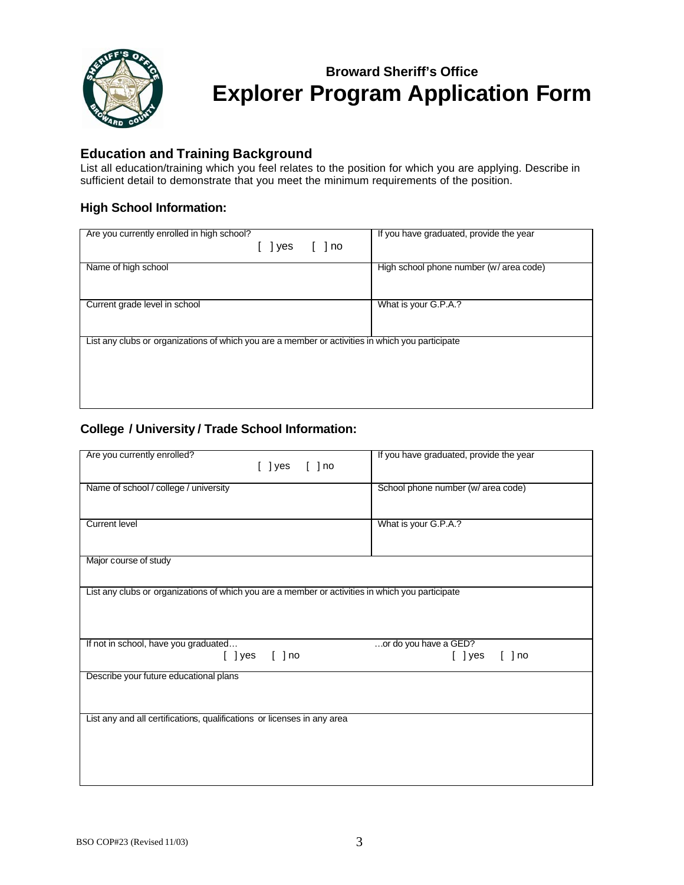**Broward Sheriff's Office**

# Explorer Program Application Form

## Education and Training Background

List all education/training which you feel relates to the position for which you are applying. Describe in sufficient detail to demonstrate that you meet the minimum requirements of the position.

### High School Information:

| | |
|---|---|
| Are you currently enrolled in high school? [ ] yes [ ] no | If you have graduated, provide the year |
| Name of high school | High school phone number (w/ area code) |
| Current grade level in school | What is your G.P.A.? |
| List any clubs or organizations of which you are a member or activities in which you participate | |

### College / University / Trade School Information:

| | |
|---|---|
| Are you currently enrolled? [ ] yes [ ] no | If you have graduated, provide the year |
| Name of school / college / university | School phone number (w/ area code) |
| Current level | What is your G.P.A.? |
| Major course of study | |
| List any clubs or organizations of which you are a member or activities in which you participate | |
| If not in school, have you graduated… [ ] yes [ ] no | …or do you have a GED? [ ] yes [ ] no |
| Describe your future educational plans | |
| List any and all certifications, qualifications or licenses in any area | |

BSO COP#23 (Revised 11/03)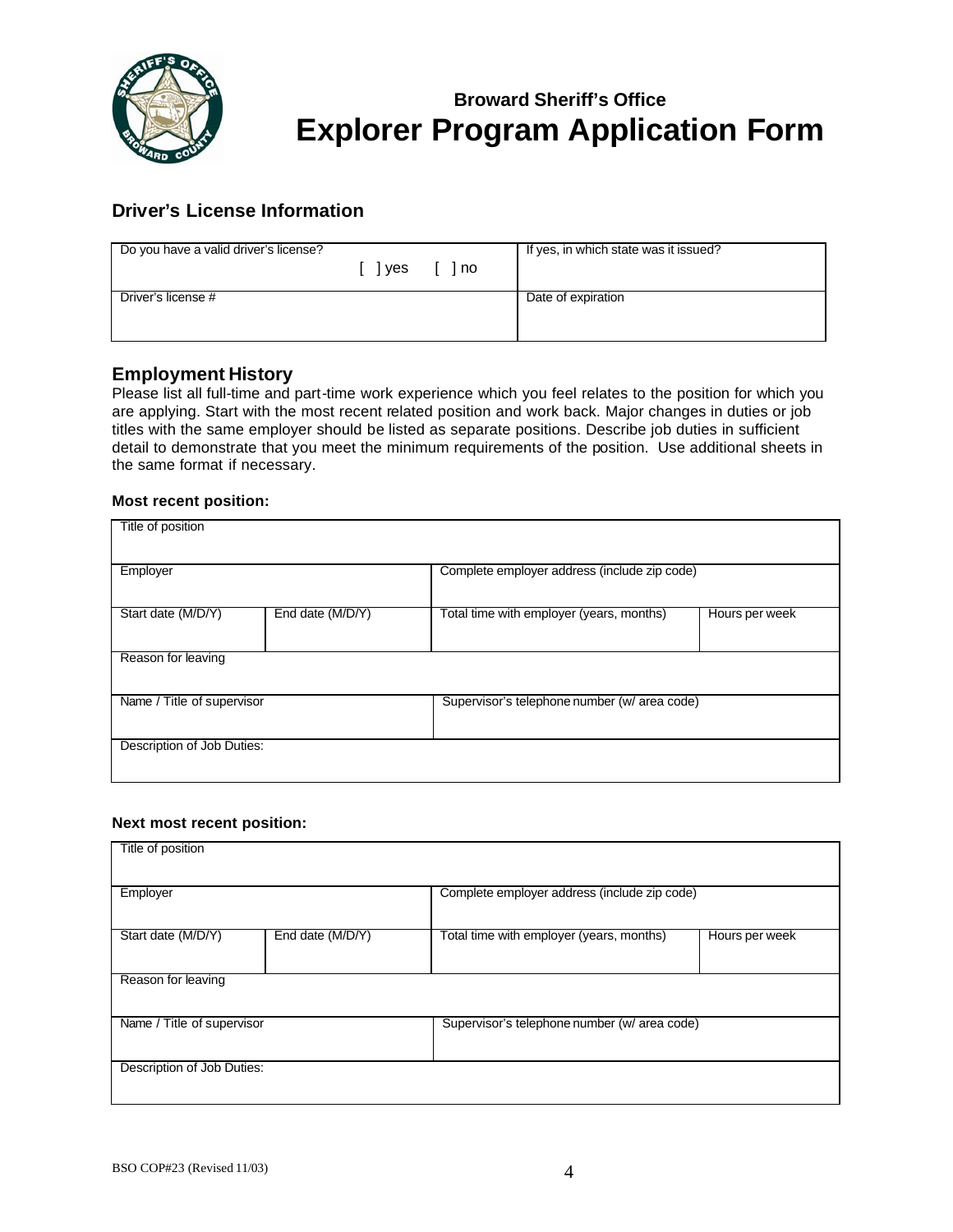**Broward Sheriff's Office**

# Explorer Program Application Form

## Driver's License Information

| Do you have a valid driver's license? [ ] yes [ ] no | If yes, in which state was it issued? |
|---|---|
| Driver's license # | Date of expiration |

## Employment History

Please list all full-time and part-time work experience which you feel relates to the position for which you are applying. Start with the most recent related position and work back. Major changes in duties or job titles with the same employer should be listed as separate positions. Describe job duties in sufficient detail to demonstrate that you meet the minimum requirements of the position. Use additional sheets in the same format if necessary.

**Most recent position:**

| Title of position | | | |
|---|---|---|---|
| Employer | | Complete employer address (include zip code) | |
| Start date (M/D/Y) | End date (M/D/Y) | Total time with employer (years, months) | Hours per week |
| Reason for leaving | | | |
| Name / Title of supervisor | | Supervisor's telephone number (w/ area code) | |
| Description of Job Duties: | | | |

**Next most recent position:**

| Title of position | | | |
|---|---|---|---|
| Employer | | Complete employer address (include zip code) | |
| Start date (M/D/Y) | End date (M/D/Y) | Total time with employer (years, months) | Hours per week |
| Reason for leaving | | | |
| Name / Title of supervisor | | Supervisor's telephone number (w/ area code) | |
| Description of Job Duties: | | | |

BSO COP#23 (Revised 11/03)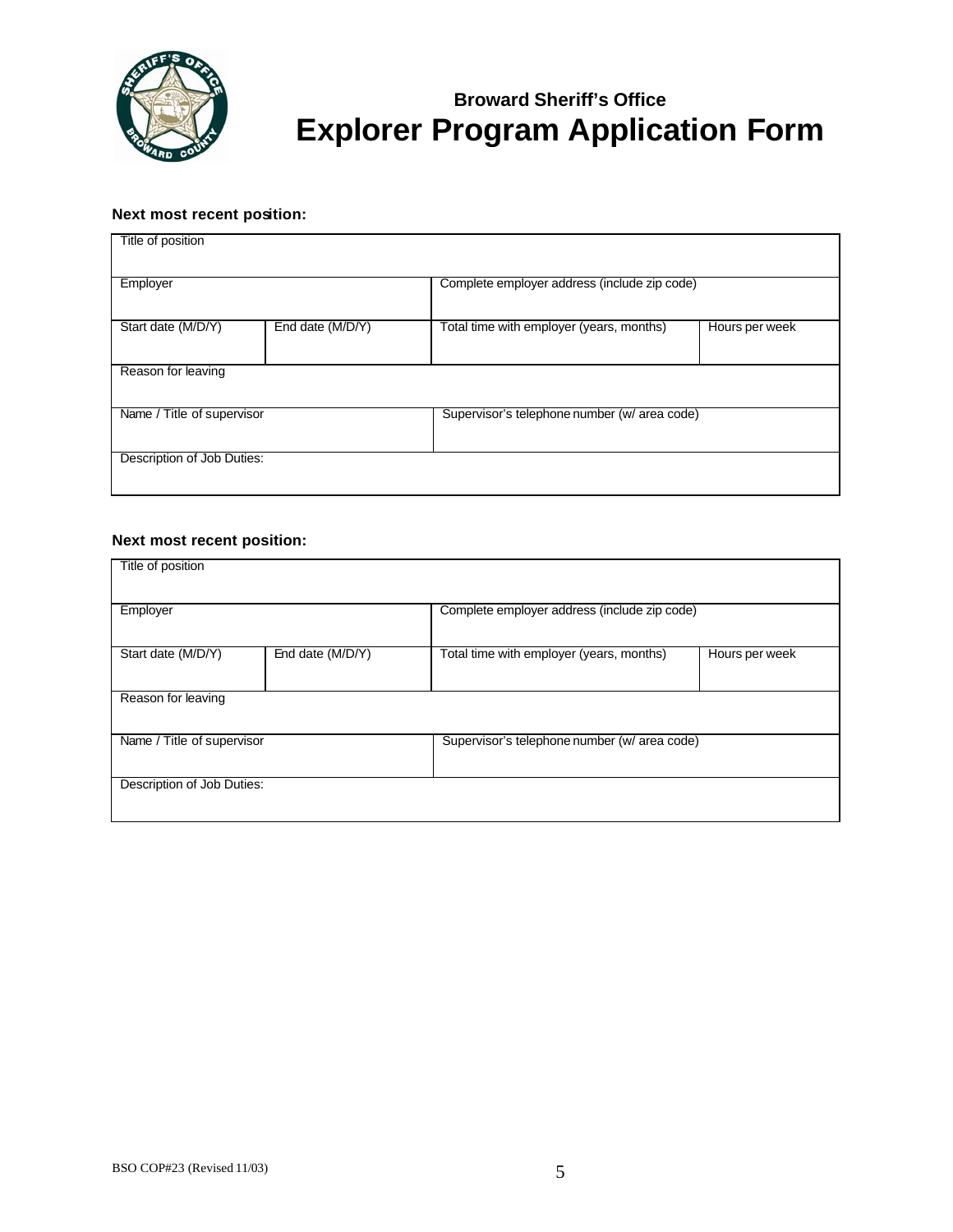## Broward Sheriff's Office
# Explorer Program Application Form

**Next most recent position:**

| Title of position | | | |
|---|---|---|---|
| Employer | | Complete employer address (include zip code) | |
| Start date (M/D/Y) | End date (M/D/Y) | Total time with employer (years, months) | Hours per week |
| Reason for leaving | | | |
| Name / Title of supervisor | | Supervisor's telephone number (w/ area code) | |
| Description of Job Duties: | | | |

**Next most recent position:**

| Title of position | | | |
|---|---|---|---|
| Employer | | Complete employer address (include zip code) | |
| Start date (M/D/Y) | End date (M/D/Y) | Total time with employer (years, months) | Hours per week |
| Reason for leaving | | | |
| Name / Title of supervisor | | Supervisor's telephone number (w/ area code) | |
| Description of Job Duties: | | | |

BSO COP#23 (Revised 11/03)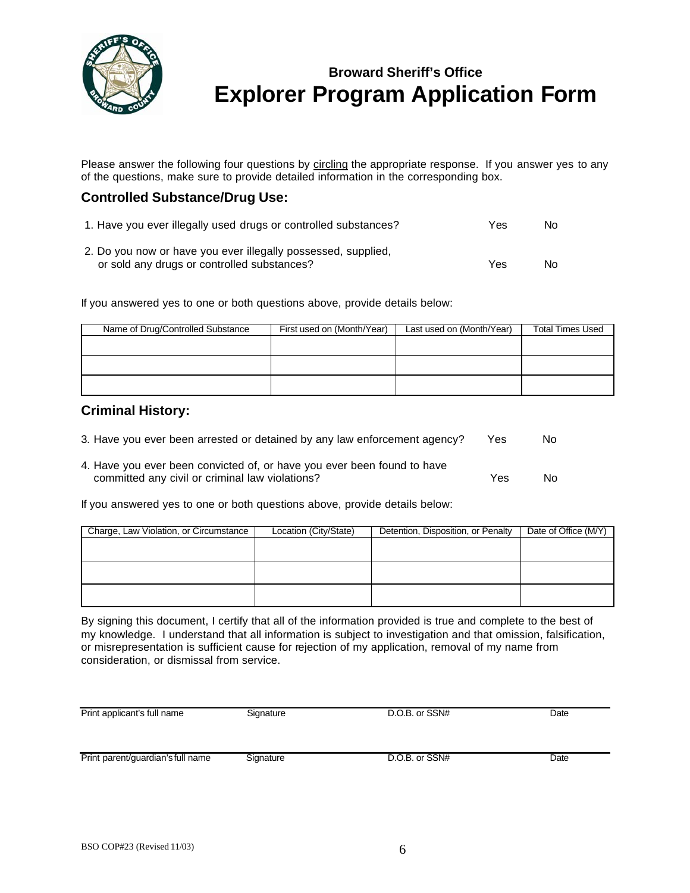**Broward Sheriff's Office**

# Explorer Program Application Form

Please answer the following four questions by circling the appropriate response. If you answer yes to any of the questions, make sure to provide detailed information in the corresponding box.

## Controlled Substance/Drug Use:

1. Have you ever illegally used drugs or controlled substances? Yes No

2. Do you now or have you ever illegally possessed, supplied, or sold any drugs or controlled substances? Yes No

If you answered yes to one or both questions above, provide details below:

| Name of Drug/Controlled Substance | First used on (Month/Year) | Last used on (Month/Year) | Total Times Used |
|---|---|---|---|
| | | | |
| | | | |
| | | | |

## Criminal History:

3. Have you ever been arrested or detained by any law enforcement agency? Yes No

4. Have you ever been convicted of, or have you ever been found to have committed any civil or criminal law violations? Yes No

If you answered yes to one or both questions above, provide details below:

| Charge, Law Violation, or Circumstance | Location (City/State) | Detention, Disposition, or Penalty | Date of Office (M/Y) |
|---|---|---|---|
| | | | |
| | | | |
| | | | |

By signing this document, I certify that all of the information provided is true and complete to the best of my knowledge. I understand that all information is subject to investigation and that omission, falsification, or misrepresentation is sufficient cause for rejection of my application, removal of my name from consideration, or dismissal from service.

| Print applicant's full name | Signature | D.O.B. or SSN# | Date |
|---|---|---|---|

| Print parent/guardian's full name | Signature | D.O.B. or SSN# | Date |
|---|---|---|---|

BSO COP#23 (Revised 11/03)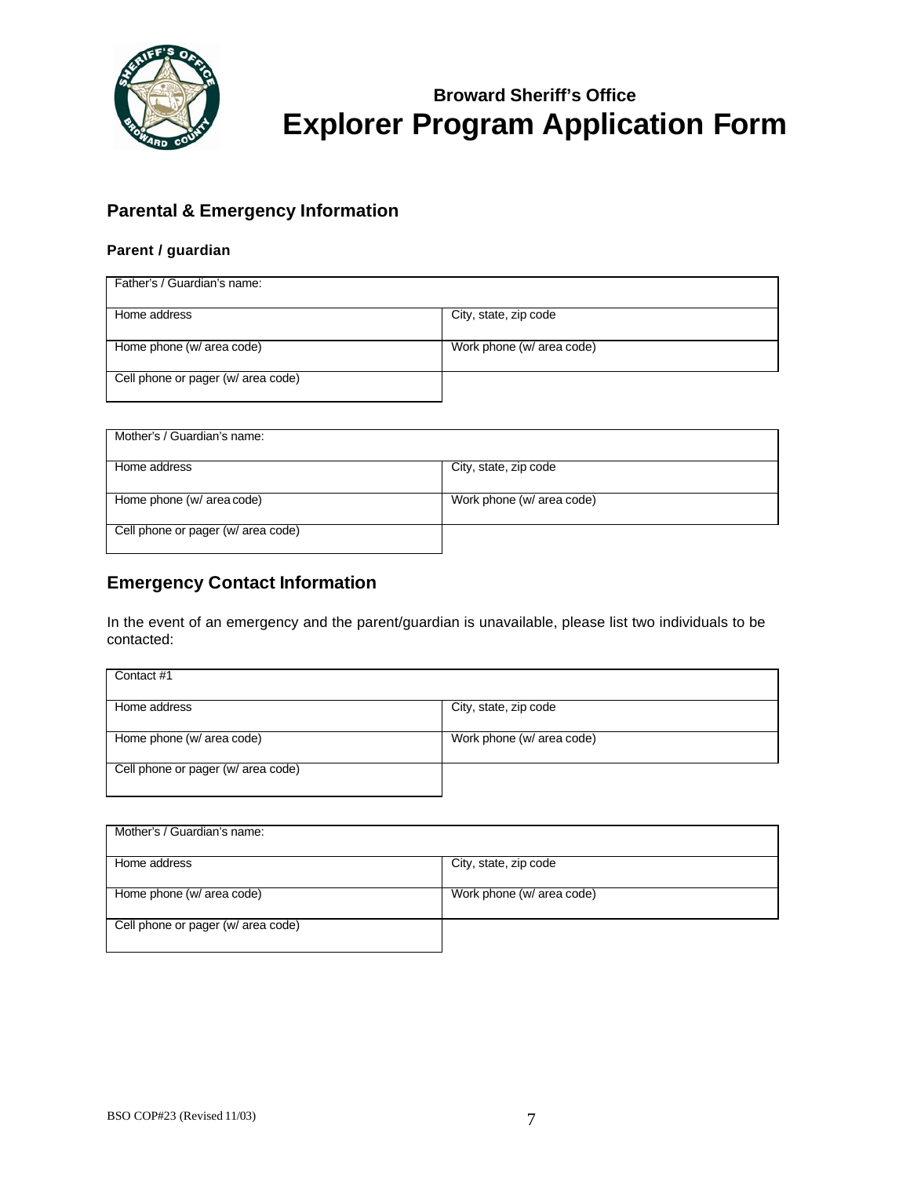**Broward Sheriff's Office**

# Explorer Program Application Form

## Parental & Emergency Information

### Parent / guardian

| Father's / Guardian's name: | |
|---|---|
| Home address | City, state, zip code |
| Home phone (w/ area code) | Work phone (w/ area code) |
| Cell phone or pager (w/ area code) | |

| Mother's / Guardian's name: | |
|---|---|
| Home address | City, state, zip code |
| Home phone (w/ area code) | Work phone (w/ area code) |
| Cell phone or pager (w/ area code) | |

## Emergency Contact Information

In the event of an emergency and the parent/guardian is unavailable, please list two individuals to be contacted:

| Contact #1 | |
|---|---|
| Home address | City, state, zip code |
| Home phone (w/ area code) | Work phone (w/ area code) |
| Cell phone or pager (w/ area code) | |

| Mother's / Guardian's name: | |
|---|---|
| Home address | City, state, zip code |
| Home phone (w/ area code) | Work phone (w/ area code) |
| Cell phone or pager (w/ area code) | |

BSO COP#23 (Revised 11/03)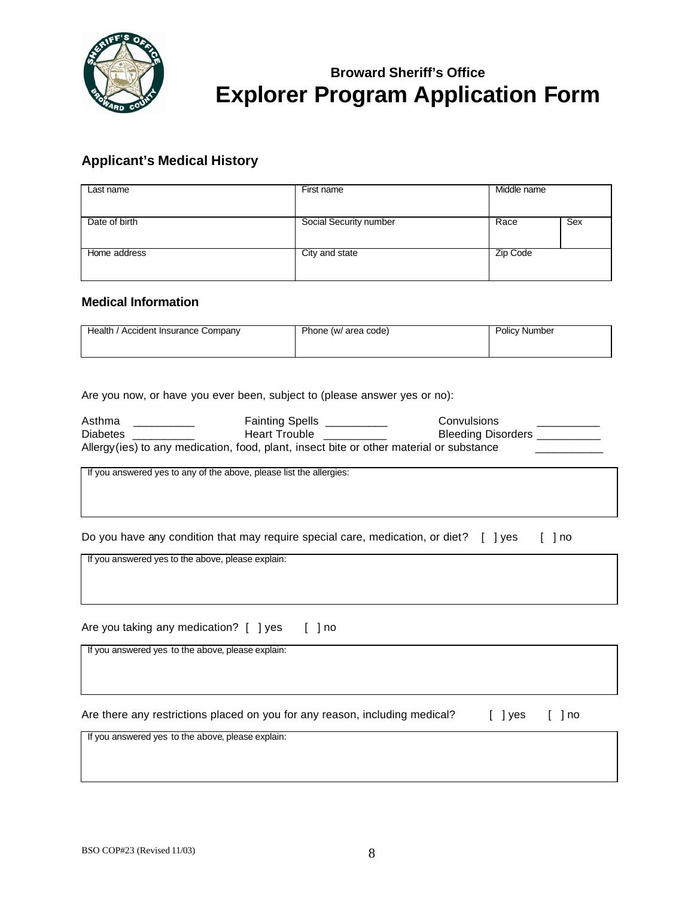**Broward Sheriff's Office**

# Explorer Program Application Form

## Applicant's Medical History

| Last name | First name | Middle name | |
|---|---|---|---|
| Date of birth | Social Security number | Race | Sex |
| Home address | City and state | Zip Code | |

### Medical Information

| Health / Accident Insurance Company | Phone (w/ area code) | Policy Number |
|---|---|---|
| | | |

Are you now, or have you ever been, subject to (please answer yes or no):

Asthma __________ Fainting Spells __________ Convulsions __________
Diabetes __________ Heart Trouble __________ Bleeding Disorders __________
Allergy(ies) to any medication, food, plant, insect bite or other material or substance ___________

| If you answered yes to any of the above, please list the allergies: |
|---|
| |

Do you have any condition that may require special care, medication, or diet? [ ] yes [ ] no

| If you answered yes to the above, please explain: |
|---|
| |

Are you taking any medication? [ ] yes [ ] no

| If you answered yes to the above, please explain: |
|---|
| |

Are there any restrictions placed on you for any reason, including medical? [ ] yes [ ] no

| If you answered yes to the above, please explain: |
|---|
| |

BSO COP#23 (Revised 11/03)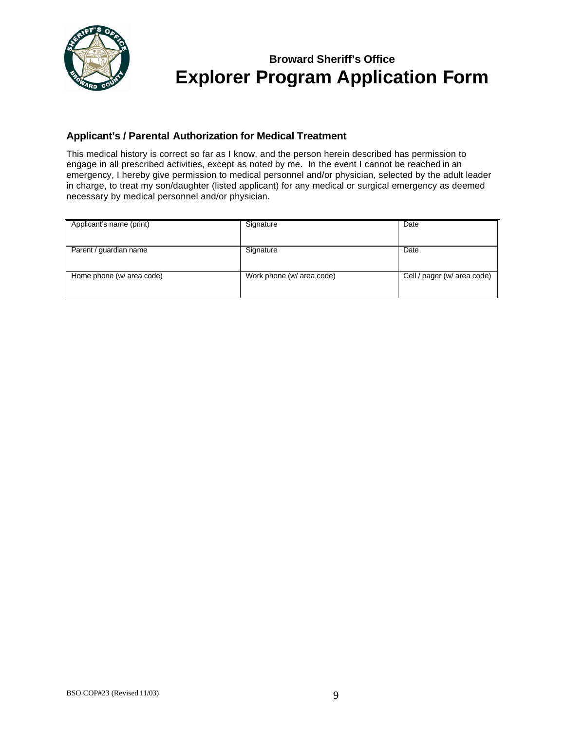**Broward Sheriff's Office**

# Explorer Program Application Form

### Applicant's / Parental Authorization for Medical Treatment

This medical history is correct so far as I know, and the person herein described has permission to engage in all prescribed activities, except as noted by me. In the event I cannot be reached in an emergency, I hereby give permission to medical personnel and/or physician, selected by the adult leader in charge, to treat my son/daughter (listed applicant) for any medical or surgical emergency as deemed necessary by medical personnel and/or physician.

| Applicant's name (print) | Signature | Date |
|---|---|---|
| Parent / guardian name | Signature | Date |
| Home phone (w/ area code) | Work phone (w/ area code) | Cell / pager (w/ area code) |

BSO COP#23 (Revised 11/03)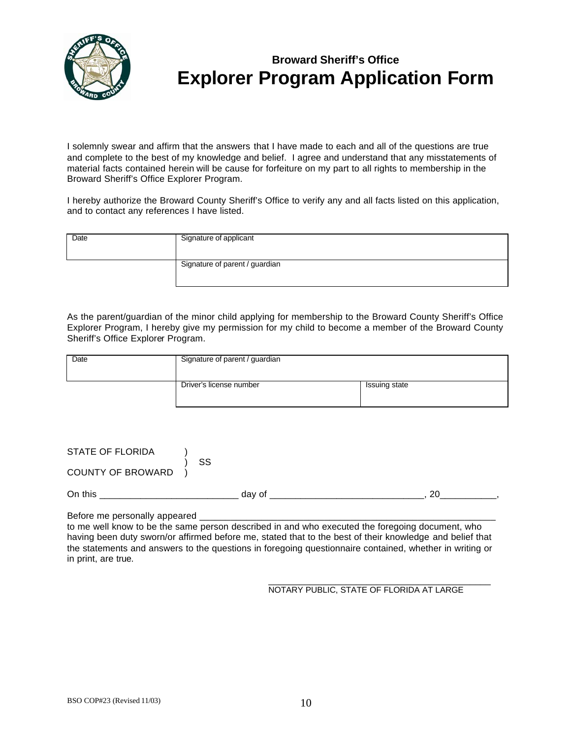## Broward Sheriff's Office

# Explorer Program Application Form

I solemnly swear and affirm that the answers that I have made to each and all of the questions are true and complete to the best of my knowledge and belief. I agree and understand that any misstatements of material facts contained herein will be cause for forfeiture on my part to all rights to membership in the Broward Sheriff's Office Explorer Program.

I hereby authorize the Broward County Sheriff's Office to verify any and all facts listed on this application, and to contact any references I have listed.

| Date | Signature of applicant |
|---|---|
| | Signature of parent / guardian |

As the parent/guardian of the minor child applying for membership to the Broward County Sheriff's Office Explorer Program, I hereby give my permission for my child to become a member of the Broward County Sheriff's Office Explorer Program.

| Date | Signature of parent / guardian | |
|---|---|---|
| | Driver's license number | Issuing state |

STATE OF FLORIDA )
) SS
COUNTY OF BROWARD )

On this ___________________________ day of ______________________________, 20___________,

Before me personally appeared ____________________________________________________________
to me well know to be the same person described in and who executed the foregoing document, who having been duty sworn/or affirmed before me, stated that to the best of their knowledge and belief that the statements and answers to the questions in foregoing questionnaire contained, whether in writing or in print, are true.

_____________________________________________
NOTARY PUBLIC, STATE OF FLORIDA AT LARGE

BSO COP#23 (Revised 11/03)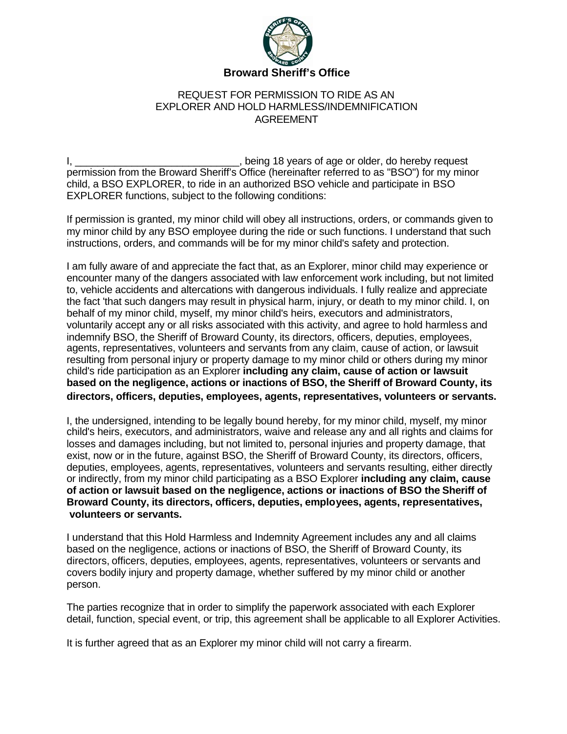**Broward Sheriff's Office**

REQUEST FOR PERMISSION TO RIDE AS AN EXPLORER AND HOLD HARMLESS/INDEMNIFICATION AGREEMENT

I, ____________________________, being 18 years of age or older, do hereby request permission from the Broward Sheriff's Office (hereinafter referred to as "BSO") for my minor child, a BSO EXPLORER, to ride in an authorized BSO vehicle and participate in BSO EXPLORER functions, subject to the following conditions:

If permission is granted, my minor child will obey all instructions, orders, or commands given to my minor child by any BSO employee during the ride or such functions. I understand that such instructions, orders, and commands will be for my minor child's safety and protection.

I am fully aware of and appreciate the fact that, as an Explorer, minor child may experience or encounter many of the dangers associated with law enforcement work including, but not limited to, vehicle accidents and altercations with dangerous individuals. I fully realize and appreciate the fact 'that such dangers may result in physical harm, injury, or death to my minor child. I, on behalf of my minor child, myself, my minor child's heirs, executors and administrators, voluntarily accept any or all risks associated with this activity, and agree to hold harmless and indemnify BSO, the Sheriff of Broward County, its directors, officers, deputies, employees, agents, representatives, volunteers and servants from any claim, cause of action, or lawsuit resulting from personal injury or property damage to my minor child or others during my minor child's ride participation as an Explorer **including any claim, cause of action or lawsuit based on the negligence, actions or inactions of BSO, the Sheriff of Broward County, its directors, officers, deputies, employees, agents, representatives, volunteers or servants.**

I, the undersigned, intending to be legally bound hereby, for my minor child, myself, my minor child's heirs, executors, and administrators, waive and release any and all rights and claims for losses and damages including, but not limited to, personal injuries and property damage, that exist, now or in the future, against BSO, the Sheriff of Broward County, its directors, officers, deputies, employees, agents, representatives, volunteers and servants resulting, either directly or indirectly, from my minor child participating as a BSO Explorer **including any claim, cause of action or lawsuit based on the negligence, actions or inactions of BSO the Sheriff of Broward County, its directors, officers, deputies, employees, agents, representatives, volunteers or servants.**

I understand that this Hold Harmless and Indemnity Agreement includes any and all claims based on the negligence, actions or inactions of BSO, the Sheriff of Broward County, its directors, officers, deputies, employees, agents, representatives, volunteers or servants and covers bodily injury and property damage, whether suffered by my minor child or another person.

The parties recognize that in order to simplify the paperwork associated with each Explorer detail, function, special event, or trip, this agreement shall be applicable to all Explorer Activities.

It is further agreed that as an Explorer my minor child will not carry a firearm.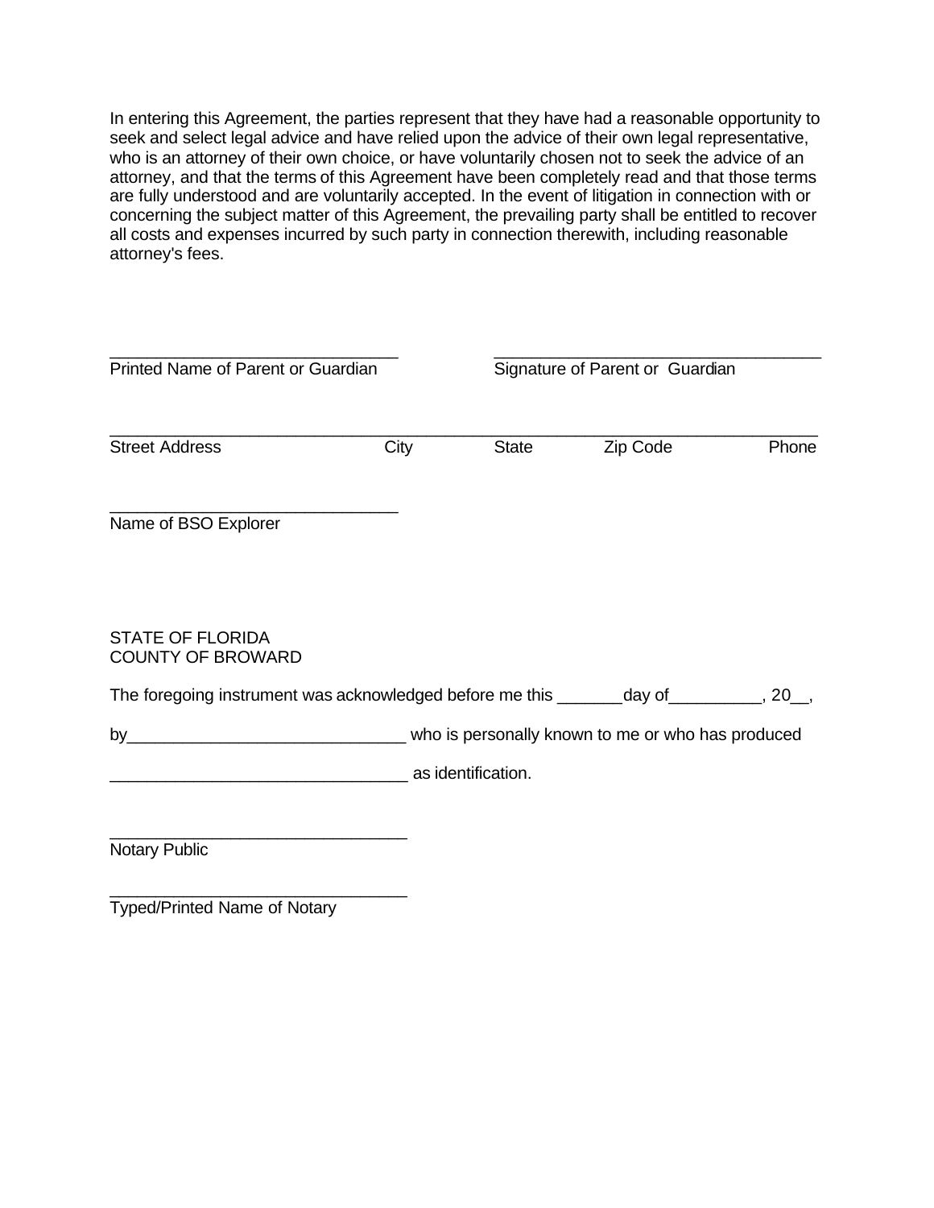In entering this Agreement, the parties represent that they have had a reasonable opportunity to seek and select legal advice and have relied upon the advice of their own legal representative, who is an attorney of their own choice, or have voluntarily chosen not to seek the advice of an attorney, and that the terms of this Agreement have been completely read and that those terms are fully understood and are voluntarily accepted. In the event of litigation in connection with or concerning the subject matter of this Agreement, the prevailing party shall be entitled to recover all costs and expenses incurred by such party in connection therewith, including reasonable attorney's fees.

_______________________________ ___________________________________
Printed Name of Parent or Guardian Signature of Parent or Guardian

____________________________________________________________________________
Street Address City State Zip Code Phone

_______________________________
Name of BSO Explorer

STATE OF FLORIDA
COUNTY OF BROWARD

The foregoing instrument was acknowledged before me this _______day of__________, 20__,

by_____________________________ who is personally known to me or who has produced

_______________________________ as identification.

________________________________
Notary Public

________________________________
Typed/Printed Name of Notary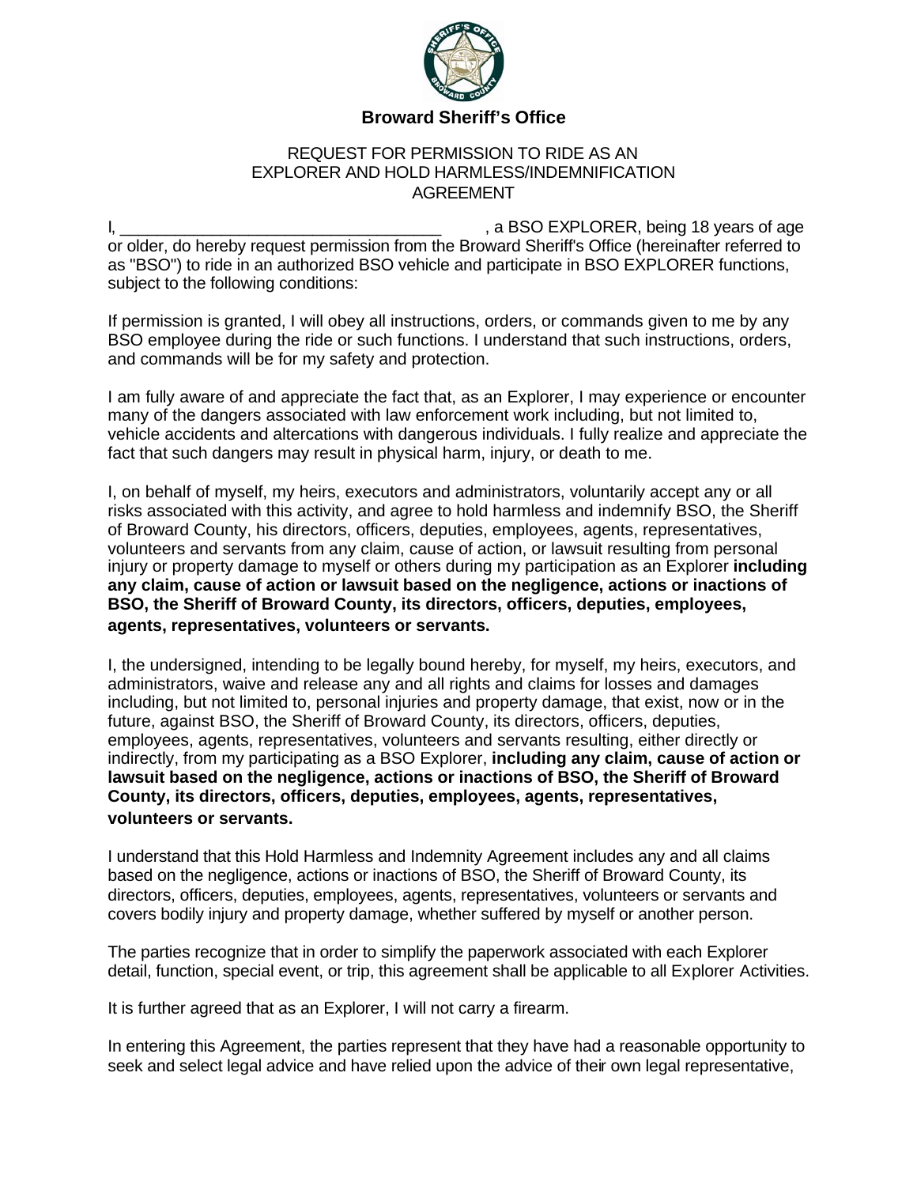# Broward Sheriff's Office

REQUEST FOR PERMISSION TO RIDE AS AN EXPLORER AND HOLD HARMLESS/INDEMNIFICATION AGREEMENT

I, ___________________________________ , a BSO EXPLORER, being 18 years of age or older, do hereby request permission from the Broward Sheriff's Office (hereinafter referred to as "BSO") to ride in an authorized BSO vehicle and participate in BSO EXPLORER functions, subject to the following conditions:

If permission is granted, I will obey all instructions, orders, or commands given to me by any BSO employee during the ride or such functions. I understand that such instructions, orders, and commands will be for my safety and protection.

I am fully aware of and appreciate the fact that, as an Explorer, I may experience or encounter many of the dangers associated with law enforcement work including, but not limited to, vehicle accidents and altercations with dangerous individuals. I fully realize and appreciate the fact that such dangers may result in physical harm, injury, or death to me.

I, on behalf of myself, my heirs, executors and administrators, voluntarily accept any or all risks associated with this activity, and agree to hold harmless and indemnify BSO, the Sheriff of Broward County, his directors, officers, deputies, employees, agents, representatives, volunteers and servants from any claim, cause of action, or lawsuit resulting from personal injury or property damage to myself or others during my participation as an Explorer **including any claim, cause of action or lawsuit based on the negligence, actions or inactions of BSO, the Sheriff of Broward County, its directors, officers, deputies, employees, agents, representatives, volunteers or servants.**

I, the undersigned, intending to be legally bound hereby, for myself, my heirs, executors, and administrators, waive and release any and all rights and claims for losses and damages including, but not limited to, personal injuries and property damage, that exist, now or in the future, against BSO, the Sheriff of Broward County, its directors, officers, deputies, employees, agents, representatives, volunteers and servants resulting, either directly or indirectly, from my participating as a BSO Explorer, **including any claim, cause of action or lawsuit based on the negligence, actions or inactions of BSO, the Sheriff of Broward County, its directors, officers, deputies, employees, agents, representatives, volunteers or servants.**

I understand that this Hold Harmless and Indemnity Agreement includes any and all claims based on the negligence, actions or inactions of BSO, the Sheriff of Broward County, its directors, officers, deputies, employees, agents, representatives, volunteers or servants and covers bodily injury and property damage, whether suffered by myself or another person.

The parties recognize that in order to simplify the paperwork associated with each Explorer detail, function, special event, or trip, this agreement shall be applicable to all Explorer Activities.

It is further agreed that as an Explorer, I will not carry a firearm.

In entering this Agreement, the parties represent that they have had a reasonable opportunity to seek and select legal advice and have relied upon the advice of their own legal representative,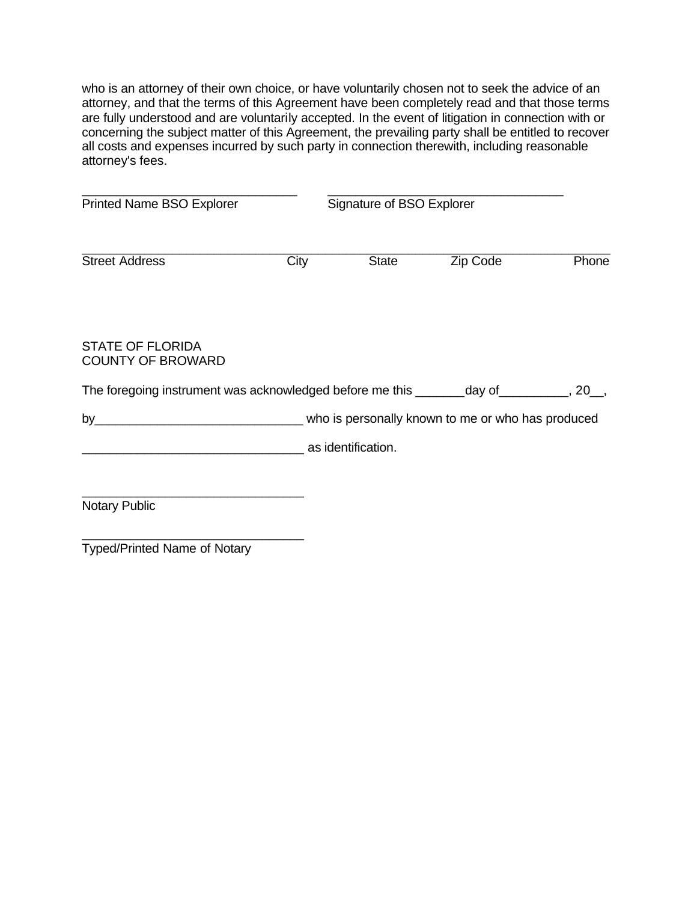who is an attorney of their own choice, or have voluntarily chosen not to seek the advice of an attorney, and that the terms of this Agreement have been completely read and that those terms are fully understood and are voluntarily accepted. In the event of litigation in connection with or concerning the subject matter of this Agreement, the prevailing party shall be entitled to recover all costs and expenses incurred by such party in connection therewith, including reasonable attorney's fees.

________________________________ ____________________________________

Printed Name BSO Explorer Signature of BSO Explorer

________________________________________________________________________________

Street Address City State Zip Code Phone

STATE OF FLORIDA
COUNTY OF BROWARD

The foregoing instrument was acknowledged before me this _______day of__________, 20__,

by______________________________ who is personally known to me or who has produced

________________________________ as identification.

________________________________
Notary Public

________________________________
Typed/Printed Name of Notary